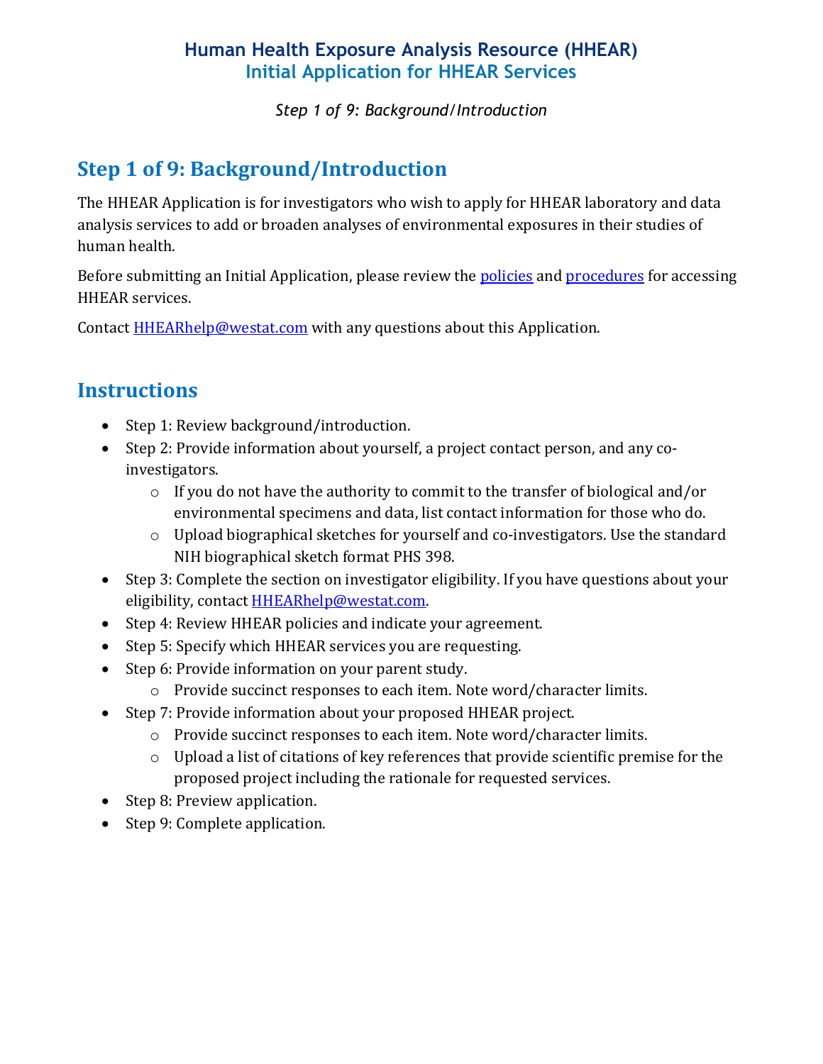# Human Health Exposure Analysis Resource (HHEAR)
## Initial Application for HHEAR Services

*Step 1 of 9: Background/Introduction*

## Step 1 of 9: Background/Introduction

The HHEAR Application is for investigators who wish to apply for HHEAR laboratory and data analysis services to add or broaden analyses of environmental exposures in their studies of human health.

Before submitting an Initial Application, please review the policies and procedures for accessing HHEAR services.

Contact HHEARhelp@westat.com with any questions about this Application.

## Instructions

- Step 1: Review background/introduction.
- Step 2: Provide information about yourself, a project contact person, and any co-investigators.
  - If you do not have the authority to commit to the transfer of biological and/or environmental specimens and data, list contact information for those who do.
  - Upload biographical sketches for yourself and co-investigators. Use the standard NIH biographical sketch format PHS 398.
- Step 3: Complete the section on investigator eligibility. If you have questions about your eligibility, contact HHEARhelp@westat.com.
- Step 4: Review HHEAR policies and indicate your agreement.
- Step 5: Specify which HHEAR services you are requesting.
- Step 6: Provide information on your parent study.
  - Provide succinct responses to each item. Note word/character limits.
- Step 7: Provide information about your proposed HHEAR project.
  - Provide succinct responses to each item. Note word/character limits.
  - Upload a list of citations of key references that provide scientific premise for the proposed project including the rationale for requested services.
- Step 8: Preview application.
- Step 9: Complete application.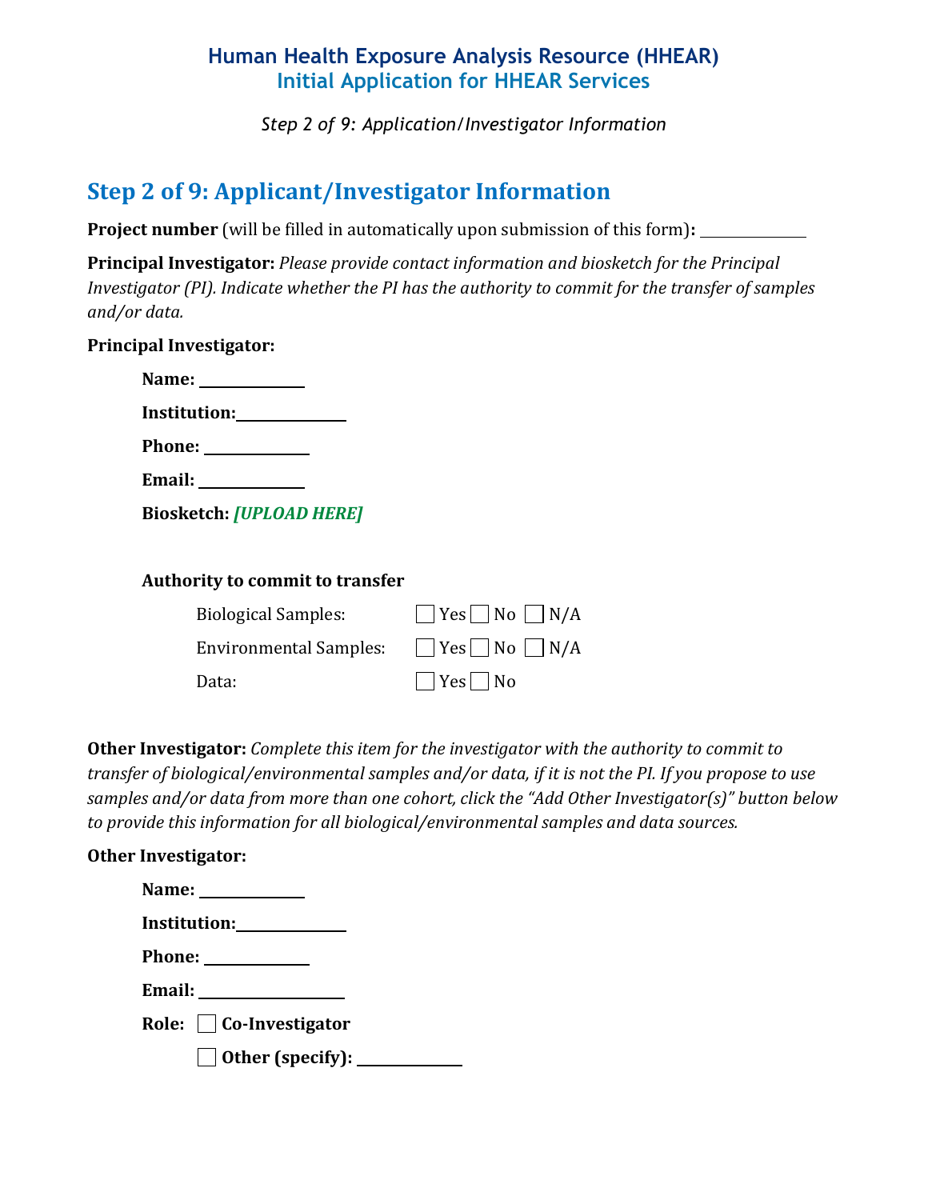## Step 2 of 9: Applicant/Investigator Information

**Project number** (will be filled in automatically upon submission of this form)**:** ____________

**Principal Investigator:** *Please provide contact information and biosketch for the Principal Investigator (PI). Indicate whether the PI has the authority to commit for the transfer of samples and/or data.*

**Principal Investigator:**

**Name:** ____________

**Institution:** ____________

**Phone:** ____________

**Email:** ____________

**Biosketch:** ***[UPLOAD HERE]***

**Authority to commit to transfer**

| | |
|---|---|
| Biological Samples: | ☐ Yes ☐ No ☐ N/A |
| Environmental Samples: | ☐ Yes ☐ No ☐ N/A |
| Data: | ☐ Yes ☐ No |

**Other Investigator:** *Complete this item for the investigator with the authority to commit to transfer of biological/environmental samples and/or data, if it is not the PI. If you propose to use samples and/or data from more than one cohort, click the "Add Other Investigator(s)" button below to provide this information for all biological/environmental samples and data sources.*

**Other Investigator:**

**Name:** ____________

**Institution:** ____________

**Phone:** ____________

**Email:** ________________

**Role:** ☐ **Co-Investigator**

☐ **Other (specify):** ____________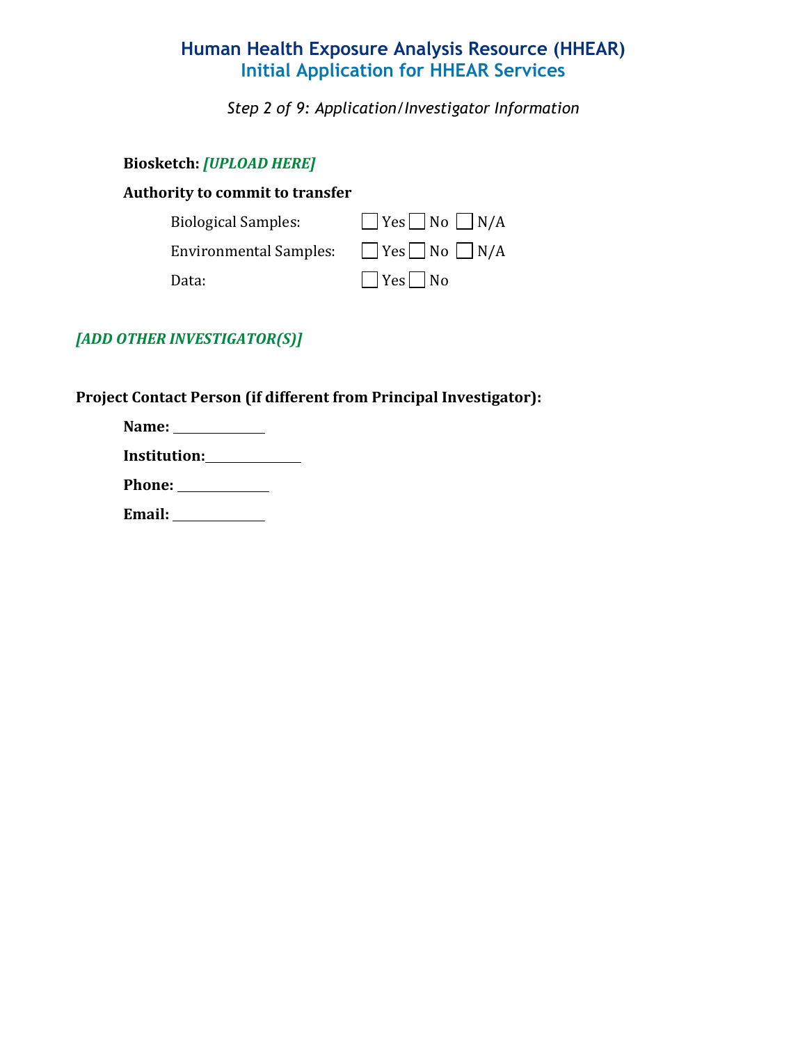# Human Health Exposure Analysis Resource (HHEAR)
## Initial Application for HHEAR Services

*Step 2 of 9: Application/Investigator Information*

**Biosketch:** ***[UPLOAD HERE]***

**Authority to commit to transfer**

Biological Samples: ☐ Yes ☐ No ☐ N/A

Environmental Samples: ☐ Yes ☐ No ☐ N/A

Data: ☐ Yes ☐ No

***[ADD OTHER INVESTIGATOR(S)]***

**Project Contact Person (if different from Principal Investigator):**

**Name:** ____________

**Institution:** ____________

**Phone:** ____________

**Email:** ____________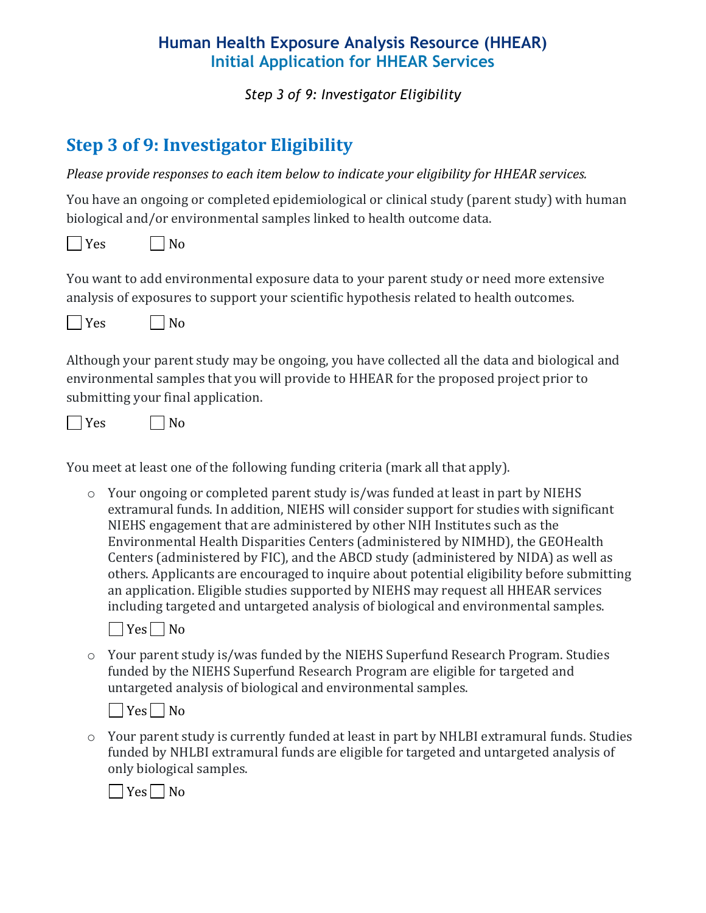## Step 3 of 9: Investigator Eligibility

*Please provide responses to each item below to indicate your eligibility for HHEAR services.*

You have an ongoing or completed epidemiological or clinical study (parent study) with human biological and/or environmental samples linked to health outcome data.

☐ Yes ☐ No

You want to add environmental exposure data to your parent study or need more extensive analysis of exposures to support your scientific hypothesis related to health outcomes.

☐ Yes ☐ No

Although your parent study may be ongoing, you have collected all the data and biological and environmental samples that you will provide to HHEAR for the proposed project prior to submitting your final application.

☐ Yes ☐ No

You meet at least one of the following funding criteria (mark all that apply).

- Your ongoing or completed parent study is/was funded at least in part by NIEHS extramural funds. In addition, NIEHS will consider support for studies with significant NIEHS engagement that are administered by other NIH Institutes such as the Environmental Health Disparities Centers (administered by NIMHD), the GEOHealth Centers (administered by FIC), and the ABCD study (administered by NIDA) as well as others. Applicants are encouraged to inquire about potential eligibility before submitting an application. Eligible studies supported by NIEHS may request all HHEAR services including targeted and untargeted analysis of biological and environmental samples.

  ☐ Yes ☐ No

- Your parent study is/was funded by the NIEHS Superfund Research Program. Studies funded by the NIEHS Superfund Research Program are eligible for targeted and untargeted analysis of biological and environmental samples.

  ☐ Yes ☐ No

- Your parent study is currently funded at least in part by NHLBI extramural funds. Studies funded by NHLBI extramural funds are eligible for targeted and untargeted analysis of only biological samples.

  ☐ Yes ☐ No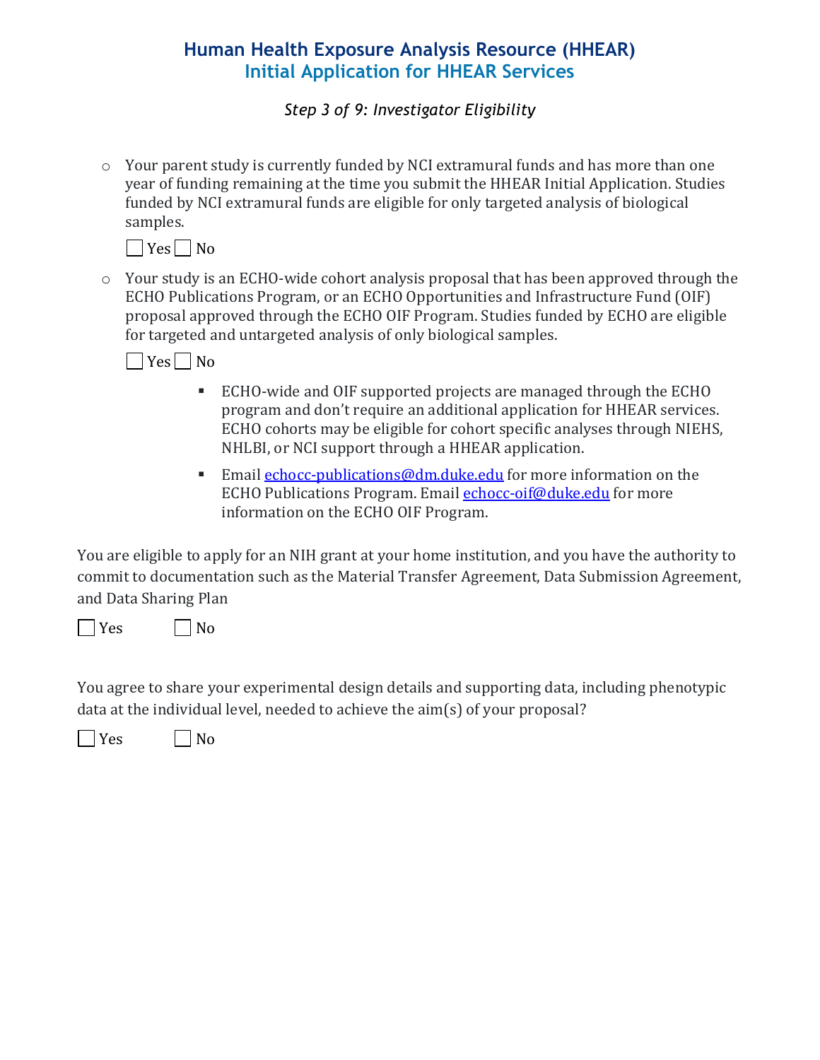# Human Health Exposure Analysis Resource (HHEAR)
## Initial Application for HHEAR Services

*Step 3 of 9: Investigator Eligibility*

- Your parent study is currently funded by NCI extramural funds and has more than one year of funding remaining at the time you submit the HHEAR Initial Application. Studies funded by NCI extramural funds are eligible for only targeted analysis of biological samples.

  ☐ Yes ☐ No

- Your study is an ECHO-wide cohort analysis proposal that has been approved through the ECHO Publications Program, or an ECHO Opportunities and Infrastructure Fund (OIF) proposal approved through the ECHO OIF Program. Studies funded by ECHO are eligible for targeted and untargeted analysis of only biological samples.

  ☐ Yes ☐ No

  - ECHO-wide and OIF supported projects are managed through the ECHO program and don't require an additional application for HHEAR services. ECHO cohorts may be eligible for cohort specific analyses through NIEHS, NHLBI, or NCI support through a HHEAR application.
  - Email echocc-publications@dm.duke.edu for more information on the ECHO Publications Program. Email echocc-oif@duke.edu for more information on the ECHO OIF Program.

You are eligible to apply for an NIH grant at your home institution, and you have the authority to commit to documentation such as the Material Transfer Agreement, Data Submission Agreement, and Data Sharing Plan

☐ Yes ☐ No

You agree to share your experimental design details and supporting data, including phenotypic data at the individual level, needed to achieve the aim(s) of your proposal?

☐ Yes ☐ No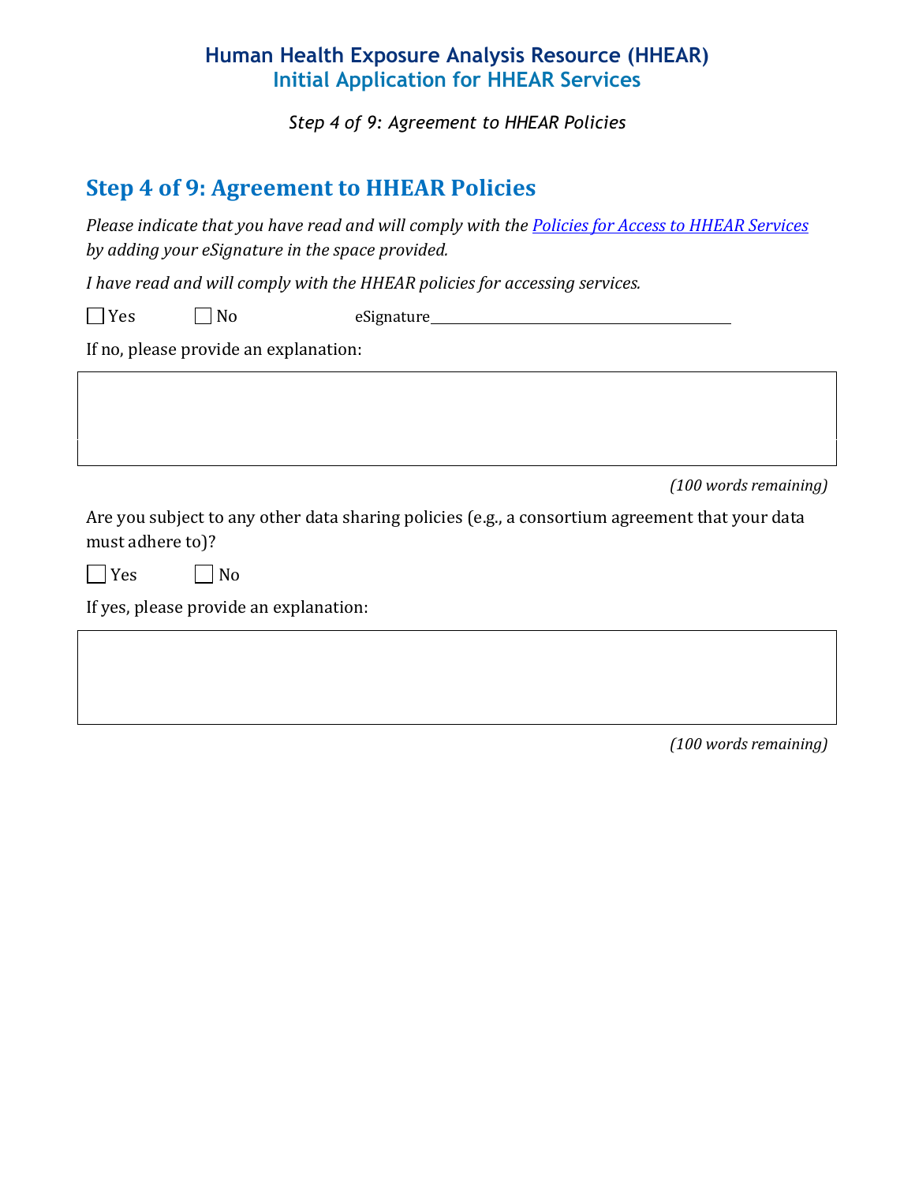# Step 4 of 9: Agreement to HHEAR Policies

*Please indicate that you have read and will comply with the [Policies for Access to HHEAR Services](#) by adding your eSignature in the space provided.*

*I have read and will comply with the HHEAR policies for accessing services.*

☐ Yes ☐ No eSignature\_\_\_\_\_\_\_\_\_\_\_\_\_\_\_\_\_\_\_\_\_\_\_\_\_\_\_\_\_\_\_\_\_\_\_\_\_\_\_\_

If no, please provide an explanation:

*(100 words remaining)*

Are you subject to any other data sharing policies (e.g., a consortium agreement that your data must adhere to)?

☐ Yes ☐ No

If yes, please provide an explanation:

*(100 words remaining)*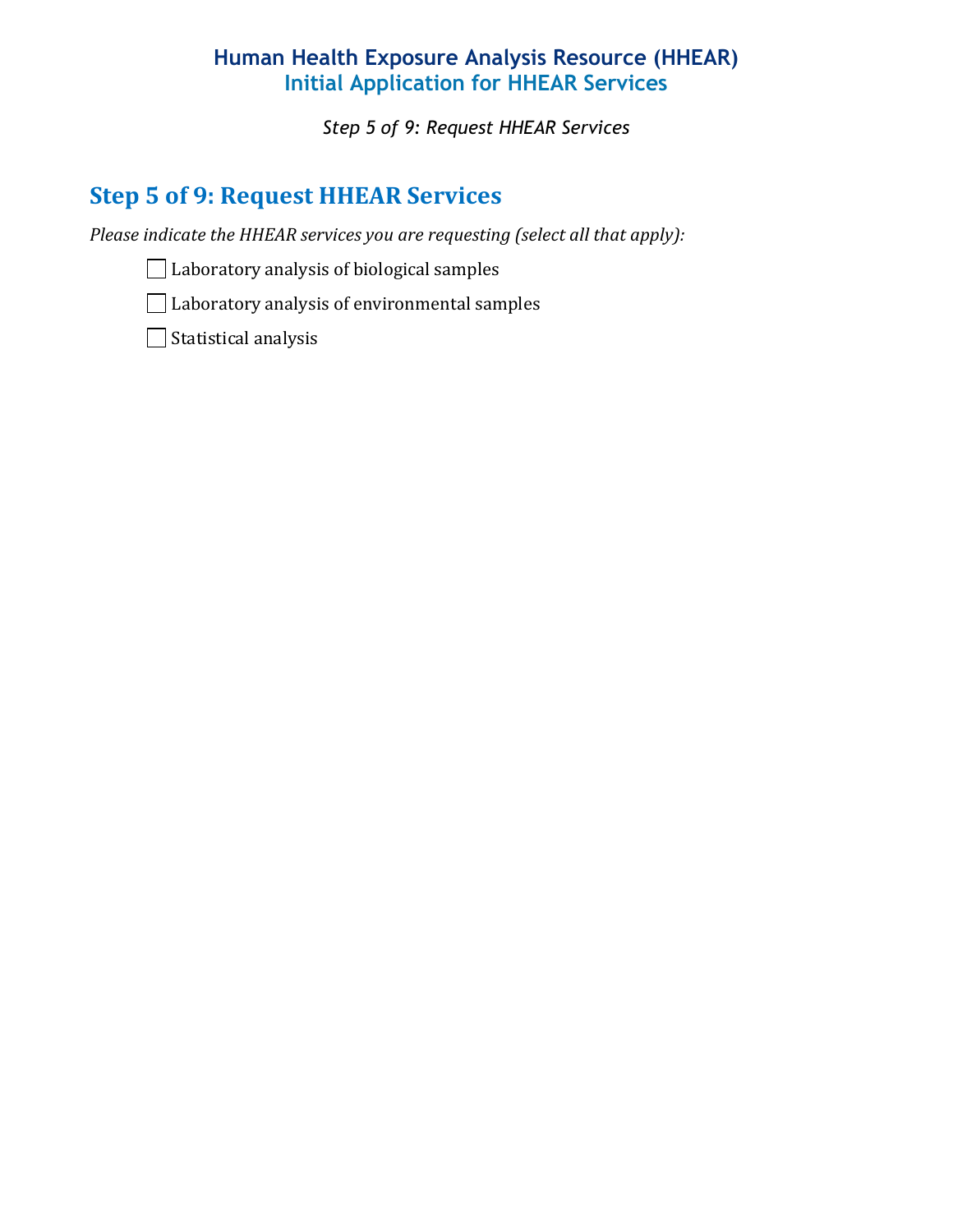## Step 5 of 9: Request HHEAR Services

*Please indicate the HHEAR services you are requesting (select all that apply):*

- [ ] Laboratory analysis of biological samples
- [ ] Laboratory analysis of environmental samples
- [ ] Statistical analysis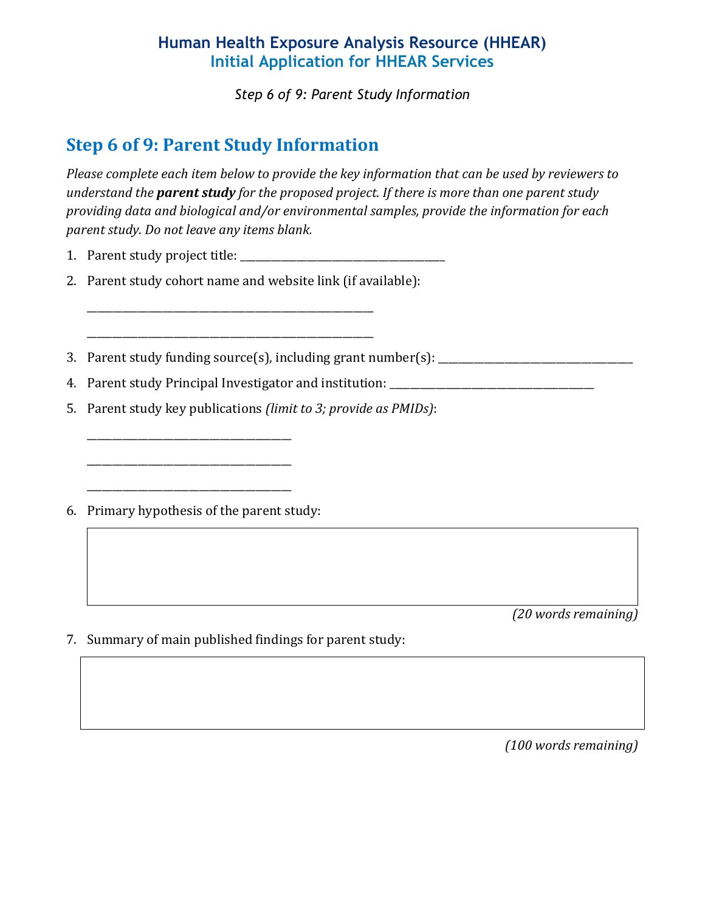# Step 6 of 9: Parent Study Information

*Please complete each item below to provide the key information that can be used by reviewers to understand the **parent study** for the proposed project. If there is more than one parent study providing data and biological and/or environmental samples, provide the information for each parent study. Do not leave any items blank.*

1. Parent study project title: ____________________________________
2. Parent study cohort name and website link (if available):

   ____________________________________________________

   ____________________________________________________
3. Parent study funding source(s), including grant number(s): ___________________________________
4. Parent study Principal Investigator and institution: ____________________________________
5. Parent study key publications *(limit to 3; provide as PMIDs)*:

   ____________________________________

   ____________________________________

   ____________________________________
6. Primary hypothesis of the parent study:

   *(20 words remaining)*
7. Summary of main published findings for parent study:

   *(100 words remaining)*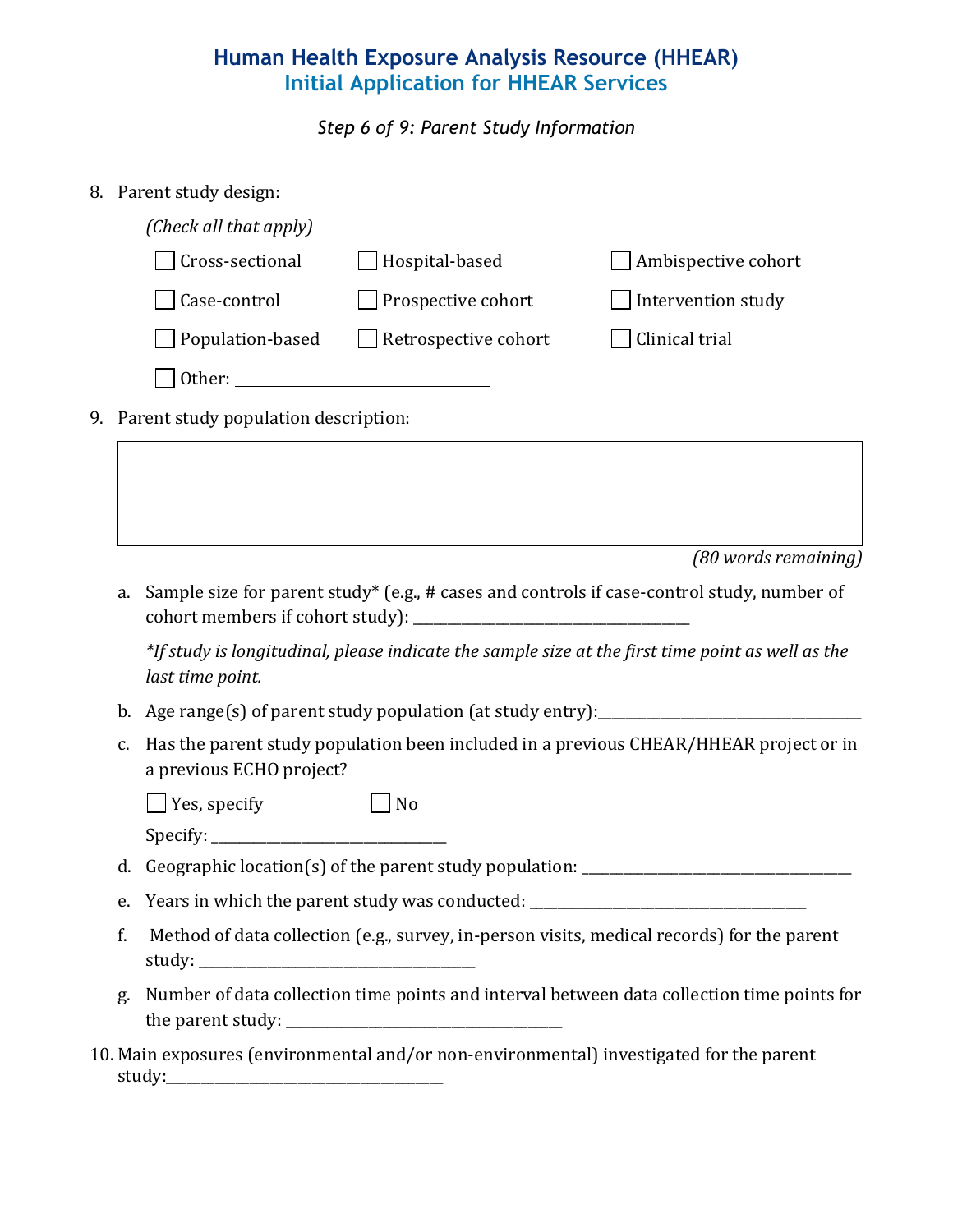# Human Health Exposure Analysis Resource (HHEAR)

## Initial Application for HHEAR Services

*Step 6 of 9: Parent Study Information*

8. Parent study design:

   *(Check all that apply)*

   ☐ Cross-sectional ☐ Hospital-based ☐ Ambispective cohort

   ☐ Case-control ☐ Prospective cohort ☐ Intervention study

   ☐ Population-based ☐ Retrospective cohort ☐ Clinical trial

   ☐ Other: ________________________________

9. Parent study population description:

   |  |
   |---|
   |  |

   *(80 words remaining)*

   a. Sample size for parent study* (e.g., # cases and controls if case-control study, number of cohort members if cohort study): ___________________________________

      *\*If study is longitudinal, please indicate the sample size at the first time point as well as the last time point.*

   b. Age range(s) of parent study population (at study entry):___________________________________

   c. Has the parent study population been included in a previous CHEAR/HHEAR project or in a previous ECHO project?

      ☐ Yes, specify ☐ No

      Specify: ______________________________

   d. Geographic location(s) of the parent study population: ___________________________________

   e. Years in which the parent study was conducted: ___________________________________

   f. Method of data collection (e.g., survey, in-person visits, medical records) for the parent study: ___________________________________

   g. Number of data collection time points and interval between data collection time points for the parent study: ___________________________________

10. Main exposures (environmental and/or non-environmental) investigated for the parent study:___________________________________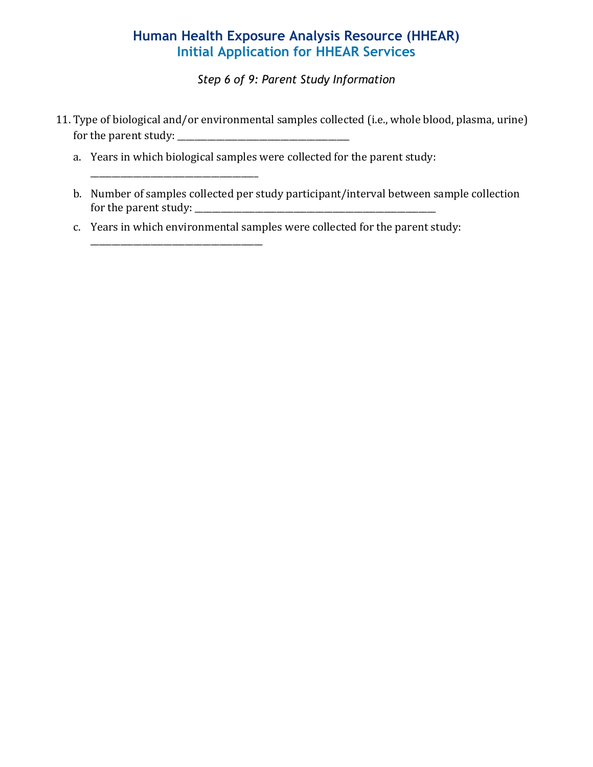# Human Health Exposure Analysis Resource (HHEAR)
## Initial Application for HHEAR Services

*Step 6 of 9: Parent Study Information*

11. Type of biological and/or environmental samples collected (i.e., whole blood, plasma, urine) for the parent study: ________________________________________

    a. Years in which biological samples were collected for the parent study: ______________________________________

    b. Number of samples collected per study participant/interval between sample collection for the parent study: ______________________________________________________

    c. Years in which environmental samples were collected for the parent study: ______________________________________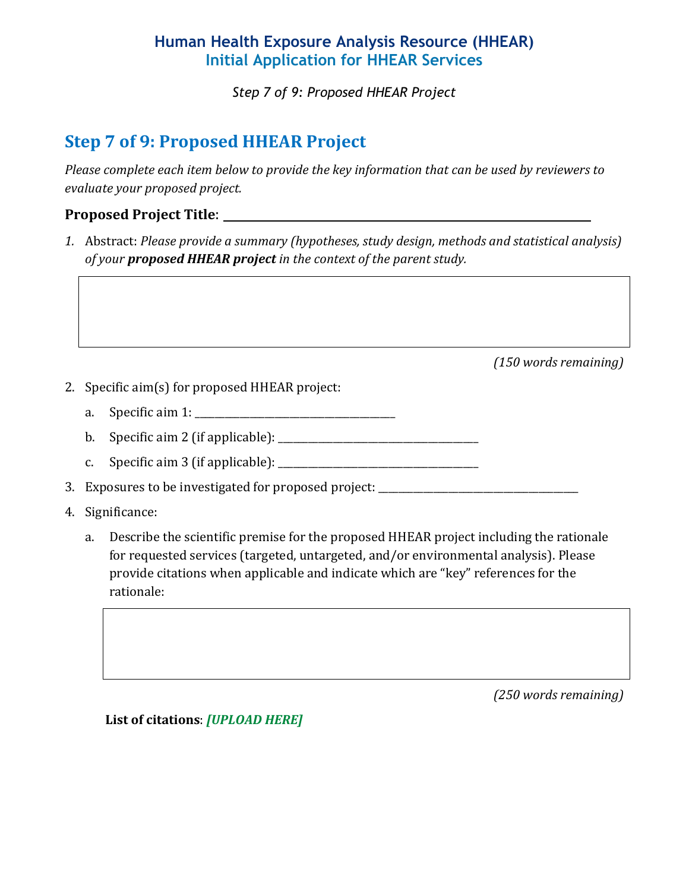## Step 7 of 9: Proposed HHEAR Project

*Please complete each item below to provide the key information that can be used by reviewers to evaluate your proposed project.*

**Proposed Project Title**: ______________________________________________

1. Abstract: *Please provide a summary (hypotheses, study design, methods and statistical analysis) of your* ***proposed HHEAR project*** *in the context of the parent study.*

|   |
|---|
|   |

*(150 words remaining)*

2. Specific aim(s) for proposed HHEAR project:
   a. Specific aim 1: ______________________________
   b. Specific aim 2 (if applicable): ______________________________
   c. Specific aim 3 (if applicable): ______________________________
3. Exposures to be investigated for proposed project: ______________________________
4. Significance:
   a. Describe the scientific premise for the proposed HHEAR project including the rationale for requested services (targeted, untargeted, and/or environmental analysis). Please provide citations when applicable and indicate which are "key" references for the rationale:

|   |
|---|
|   |

*(250 words remaining)*

**List of citations**: ***[UPLOAD HERE]***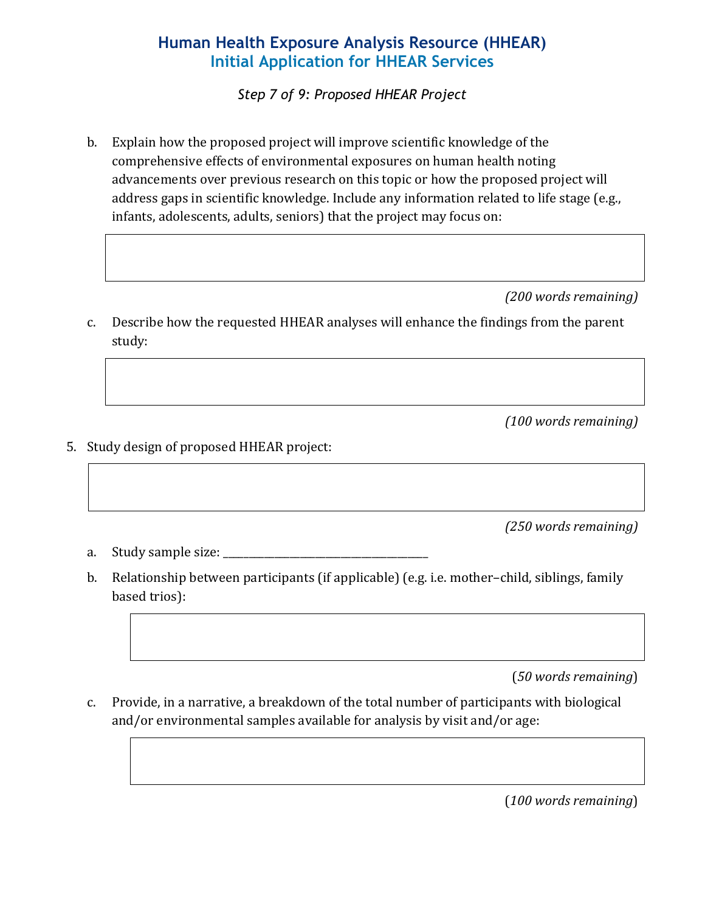# Human Health Exposure Analysis Resource (HHEAR)

## Initial Application for HHEAR Services

*Step 7 of 9: Proposed HHEAR Project*

b. Explain how the proposed project will improve scientific knowledge of the comprehensive effects of environmental exposures on human health noting advancements over previous research on this topic or how the proposed project will address gaps in scientific knowledge. Include any information related to life stage (e.g., infants, adolescents, adults, seniors) that the project may focus on:

*(200 words remaining)*

c. Describe how the requested HHEAR analyses will enhance the findings from the parent study:

*(100 words remaining)*

5. Study design of proposed HHEAR project:

*(250 words remaining)*

a. Study sample size: ______________________________________

b. Relationship between participants (if applicable) (e.g. i.e. mother–child, siblings, family based trios):

(*50 words remaining*)

c. Provide, in a narrative, a breakdown of the total number of participants with biological and/or environmental samples available for analysis by visit and/or age:

(*100 words remaining*)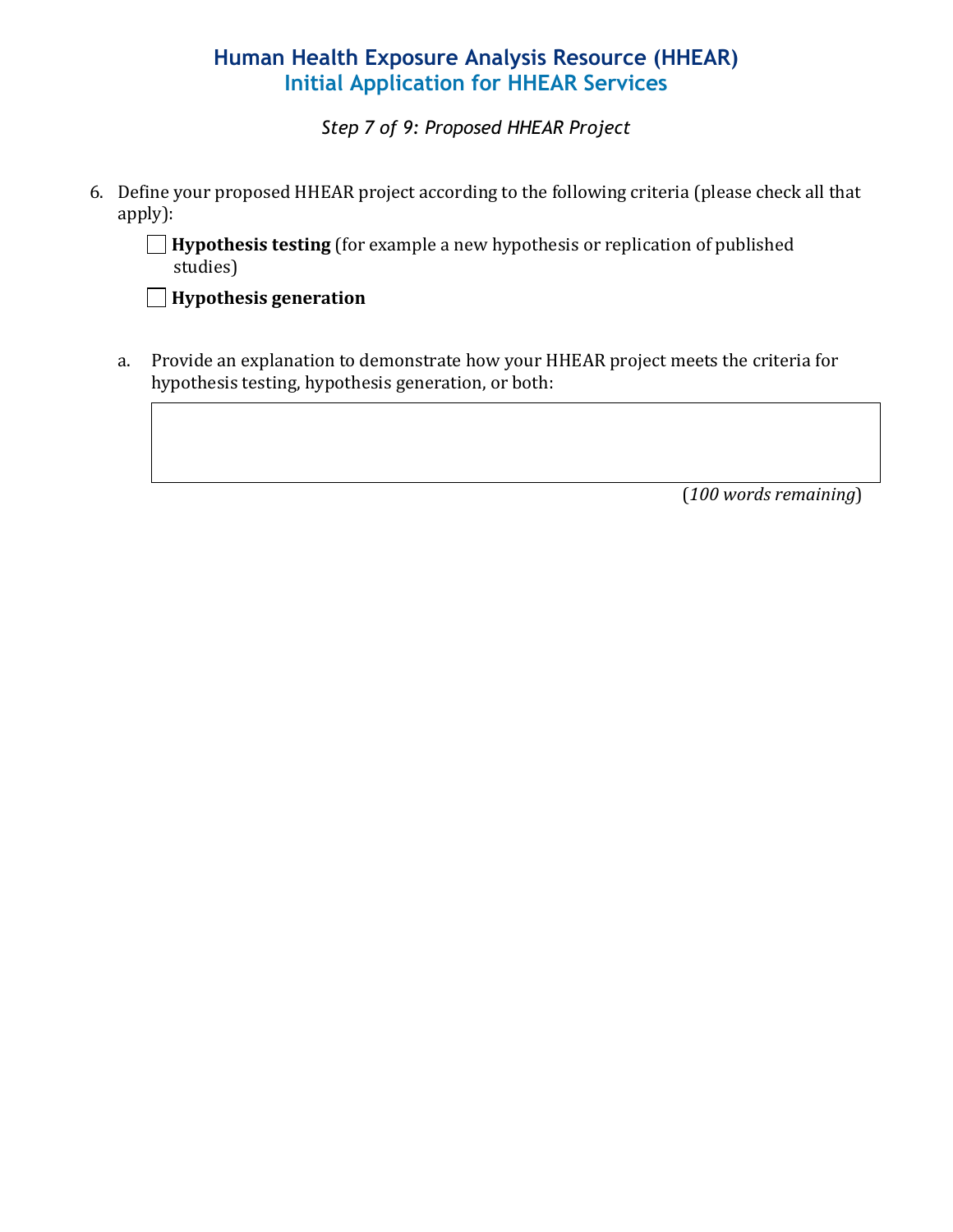# Human Health Exposure Analysis Resource (HHEAR)
## Initial Application for HHEAR Services

*Step 7 of 9: Proposed HHEAR Project*

6. Define your proposed HHEAR project according to the following criteria (please check all that apply):

   ☐ **Hypothesis testing** (for example a new hypothesis or replication of published studies)

   ☐ **Hypothesis generation**

   a. Provide an explanation to demonstrate how your HHEAR project meets the criteria for hypothesis testing, hypothesis generation, or both:

   (*100 words remaining*)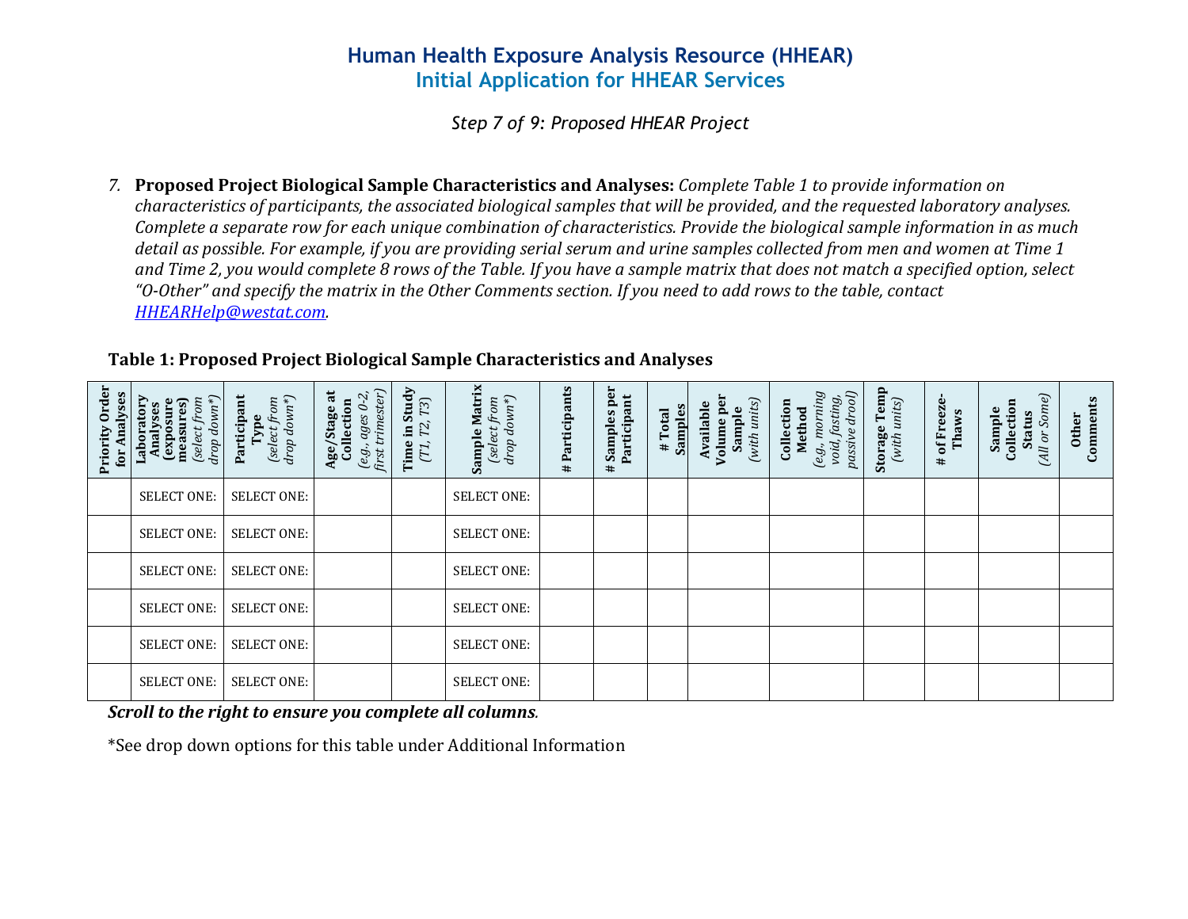# Human Health Exposure Analysis Resource (HHEAR)
## Initial Application for HHEAR Services

*Step 7 of 9: Proposed HHEAR Project*

7. **Proposed Project Biological Sample Characteristics and Analyses:** *Complete Table 1 to provide information on characteristics of participants, the associated biological samples that will be provided, and the requested laboratory analyses. Complete a separate row for each unique combination of characteristics. Provide the biological sample information in as much detail as possible. For example, if you are providing serial serum and urine samples collected from men and women at Time 1 and Time 2, you would complete 8 rows of the Table. If you have a sample matrix that does not match a specified option, select "O-Other" and specify the matrix in the Other Comments section. If you need to add rows to the table, contact [HHEARHelp@westat.com](mailto:HHEARHelp@westat.com).*

**Table 1: Proposed Project Biological Sample Characteristics and Analyses**

| Priority Order for Analyses | Laboratory Analyses (exposure measures) *(select from drop down*)* | Participant Type *(select from drop down*)* | Age/Stage at Collection *(e.g., ages 0-2, first trimester)* | Time in Study *(T1, T2, T3)* | Sample Matrix *(select from drop down*)* | # Participants | # Samples per Participant | # Total Samples | Available Volume per Sample *(with units)* | Collection Method *(e.g., morning void, fasting, passive drool)* | Storage Temp *(with units)* | # of Freeze-Thaws | Sample Collection Status *(All or Some)* | Other Comments |
|---|---|---|---|---|---|---|---|---|---|---|---|---|---|---|
| | SELECT ONE: | SELECT ONE: | | | SELECT ONE: | | | | | | | | | |
| | SELECT ONE: | SELECT ONE: | | | SELECT ONE: | | | | | | | | | |
| | SELECT ONE: | SELECT ONE: | | | SELECT ONE: | | | | | | | | | |
| | SELECT ONE: | SELECT ONE: | | | SELECT ONE: | | | | | | | | | |
| | SELECT ONE: | SELECT ONE: | | | SELECT ONE: | | | | | | | | | |
| | SELECT ONE: | SELECT ONE: | | | SELECT ONE: | | | | | | | | | |

***Scroll to the right to ensure you complete all columns***.

*See drop down options for this table under Additional Information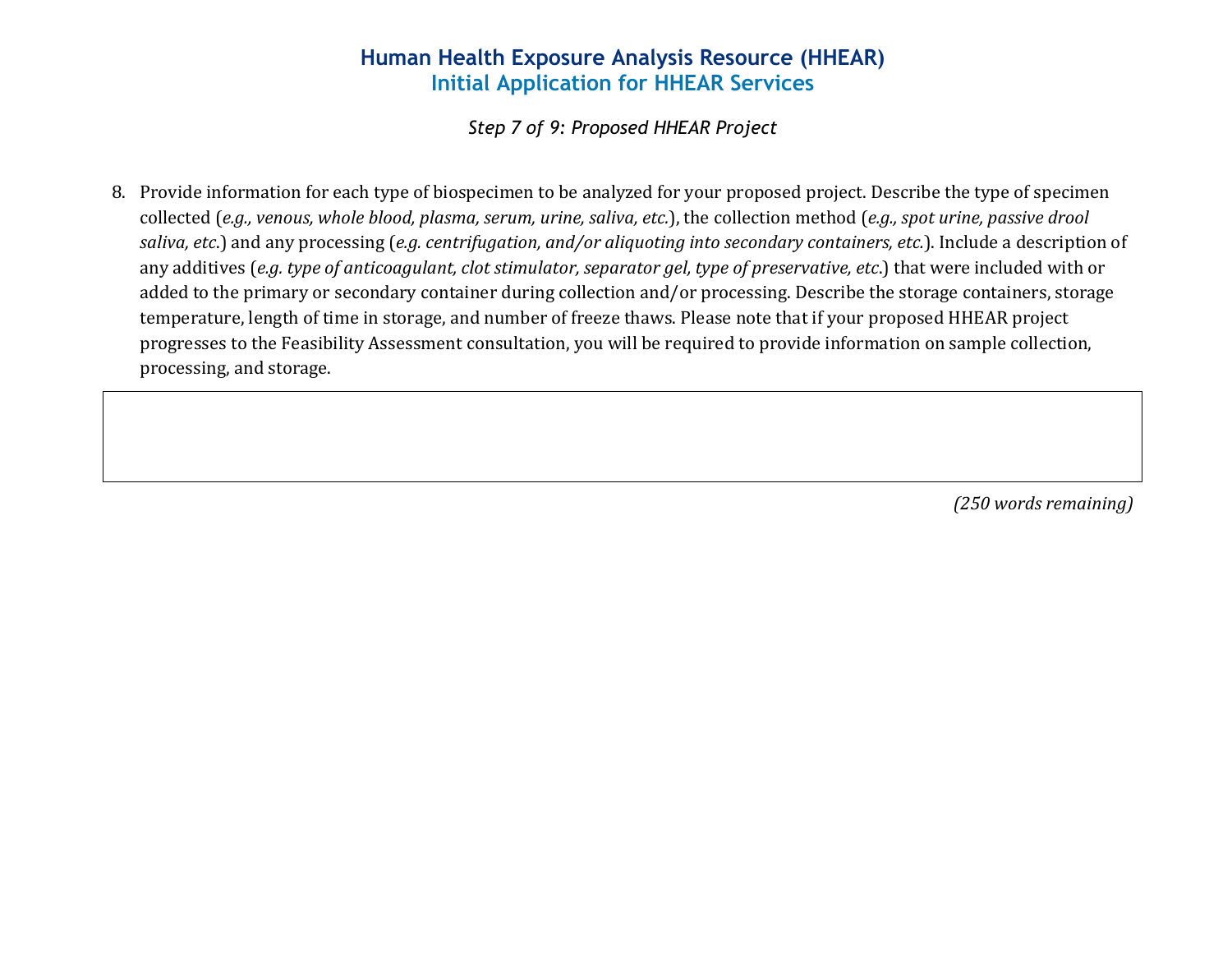# Human Health Exposure Analysis Resource (HHEAR)
## Initial Application for HHEAR Services

*Step 7 of 9: Proposed HHEAR Project*

8. Provide information for each type of biospecimen to be analyzed for your proposed project. Describe the type of specimen collected (*e.g., venous, whole blood, plasma, serum, urine, saliva, etc.*), the collection method (*e.g., spot urine, passive drool saliva, etc.*) and any processing (*e.g. centrifugation, and/or aliquoting into secondary containers, etc.*). Include a description of any additives (*e.g. type of anticoagulant, clot stimulator, separator gel, type of preservative, etc.*) that were included with or added to the primary or secondary container during collection and/or processing. Describe the storage containers, storage temperature, length of time in storage, and number of freeze thaws. Please note that if your proposed HHEAR project progresses to the Feasibility Assessment consultation, you will be required to provide information on sample collection, processing, and storage.

*(250 words remaining)*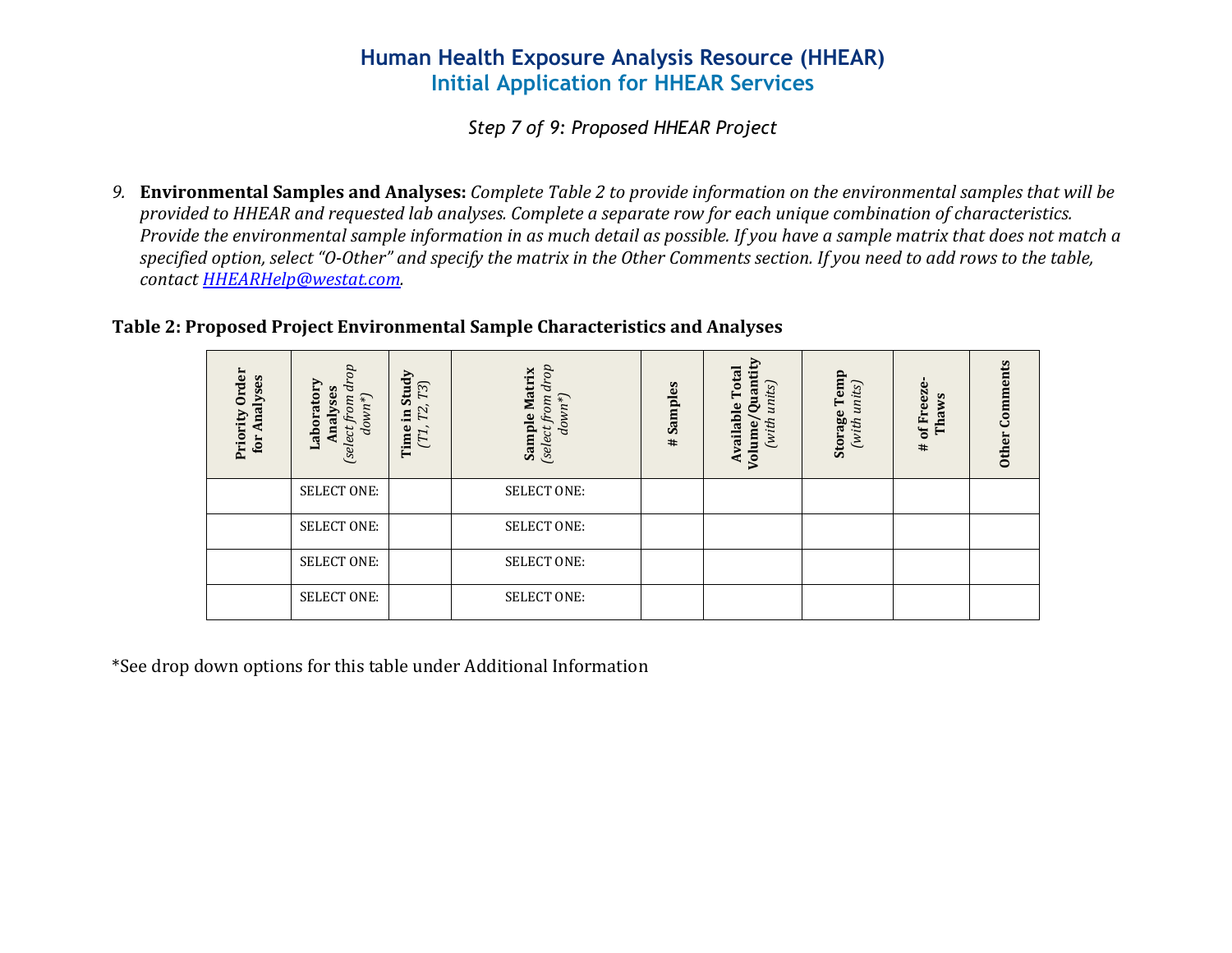# Human Health Exposure Analysis Resource (HHEAR)
## Initial Application for HHEAR Services

*Step 7 of 9: Proposed HHEAR Project*

9. **Environmental Samples and Analyses:** *Complete Table 2 to provide information on the environmental samples that will be provided to HHEAR and requested lab analyses. Complete a separate row for each unique combination of characteristics. Provide the environmental sample information in as much detail as possible. If you have a sample matrix that does not match a specified option, select "O-Other" and specify the matrix in the Other Comments section. If you need to add rows to the table, contact [HHEARHelp@westat.com](mailto:HHEARHelp@westat.com).*

**Table 2: Proposed Project Environmental Sample Characteristics and Analyses**

| Priority Order for Analyses | Laboratory Analyses *(select from drop down*)* | Time in Study *(T1, T2, T3)* | Sample Matrix *(select from drop down*)* | # Samples | Available Total Volume/Quantity *(with units)* | Storage Temp *(with units)* | # of Freeze-Thaws | Other Comments |
|---|---|---|---|---|---|---|---|---|
| | SELECT ONE: | | SELECT ONE: | | | | | |
| | SELECT ONE: | | SELECT ONE: | | | | | |
| | SELECT ONE: | | SELECT ONE: | | | | | |
| | SELECT ONE: | | SELECT ONE: | | | | | |

*See drop down options for this table under Additional Information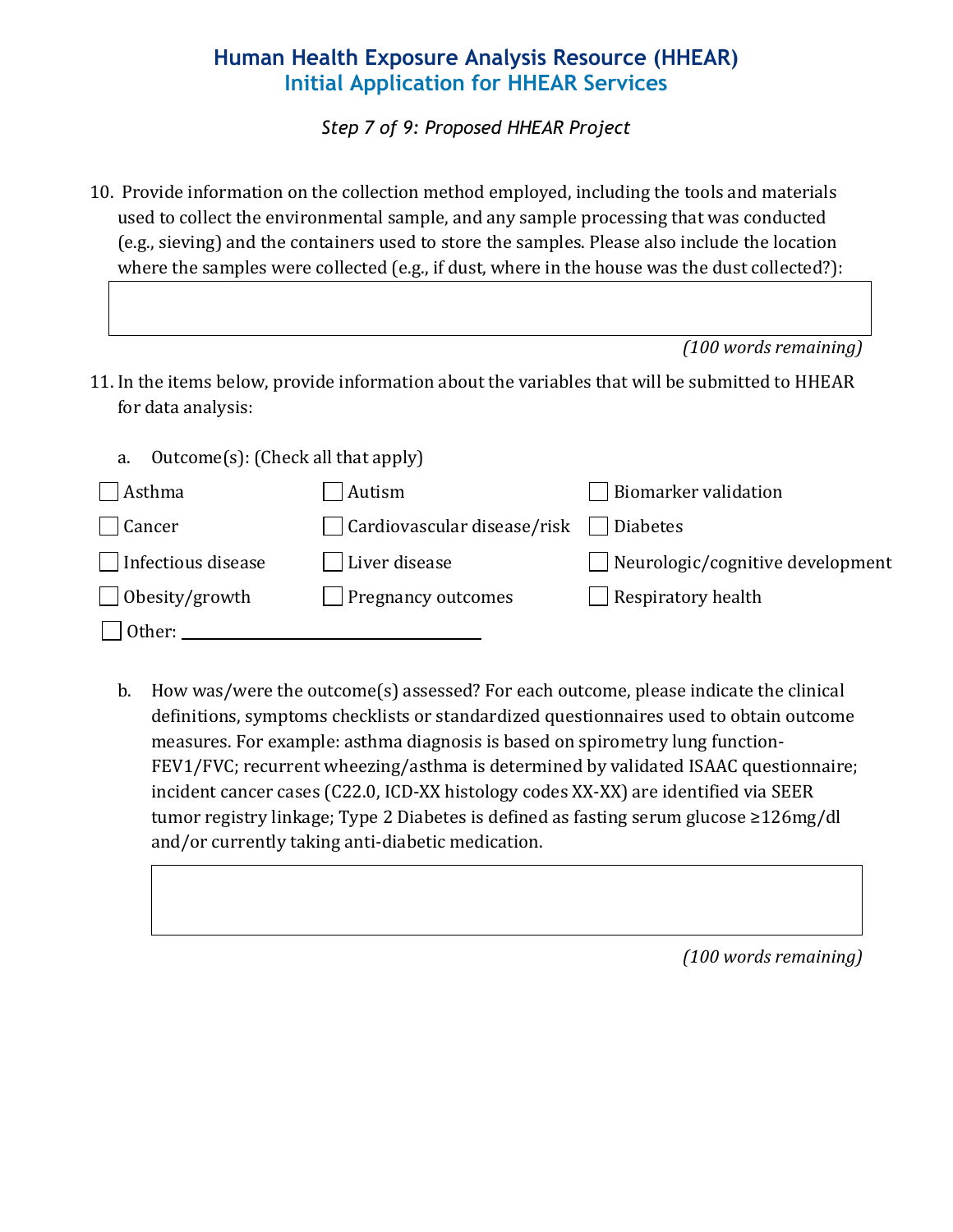# Human Health Exposure Analysis Resource (HHEAR)
## Initial Application for HHEAR Services

*Step 7 of 9: Proposed HHEAR Project*

10. Provide information on the collection method employed, including the tools and materials used to collect the environmental sample, and any sample processing that was conducted (e.g., sieving) and the containers used to store the samples. Please also include the location where the samples were collected (e.g., if dust, where in the house was the dust collected?):

| |
|---|
| |

*(100 words remaining)*

11. In the items below, provide information about the variables that will be submitted to HHEAR for data analysis:

   a. Outcome(s): (Check all that apply)

- ☐ Asthma
- ☐ Autism
- ☐ Biomarker validation
- ☐ Cancer
- ☐ Cardiovascular disease/risk
- ☐ Diabetes
- ☐ Infectious disease
- ☐ Liver disease
- ☐ Neurologic/cognitive development
- ☐ Obesity/growth
- ☐ Pregnancy outcomes
- ☐ Respiratory health
- ☐ Other: ______________________

   b. How was/were the outcome(s) assessed? For each outcome, please indicate the clinical definitions, symptoms checklists or standardized questionnaires used to obtain outcome measures. For example: asthma diagnosis is based on spirometry lung function-FEV1/FVC; recurrent wheezing/asthma is determined by validated ISAAC questionnaire; incident cancer cases (C22.0, ICD-XX histology codes XX-XX) are identified via SEER tumor registry linkage; Type 2 Diabetes is defined as fasting serum glucose ≥126mg/dl and/or currently taking anti-diabetic medication.

| |
|---|
| |

*(100 words remaining)*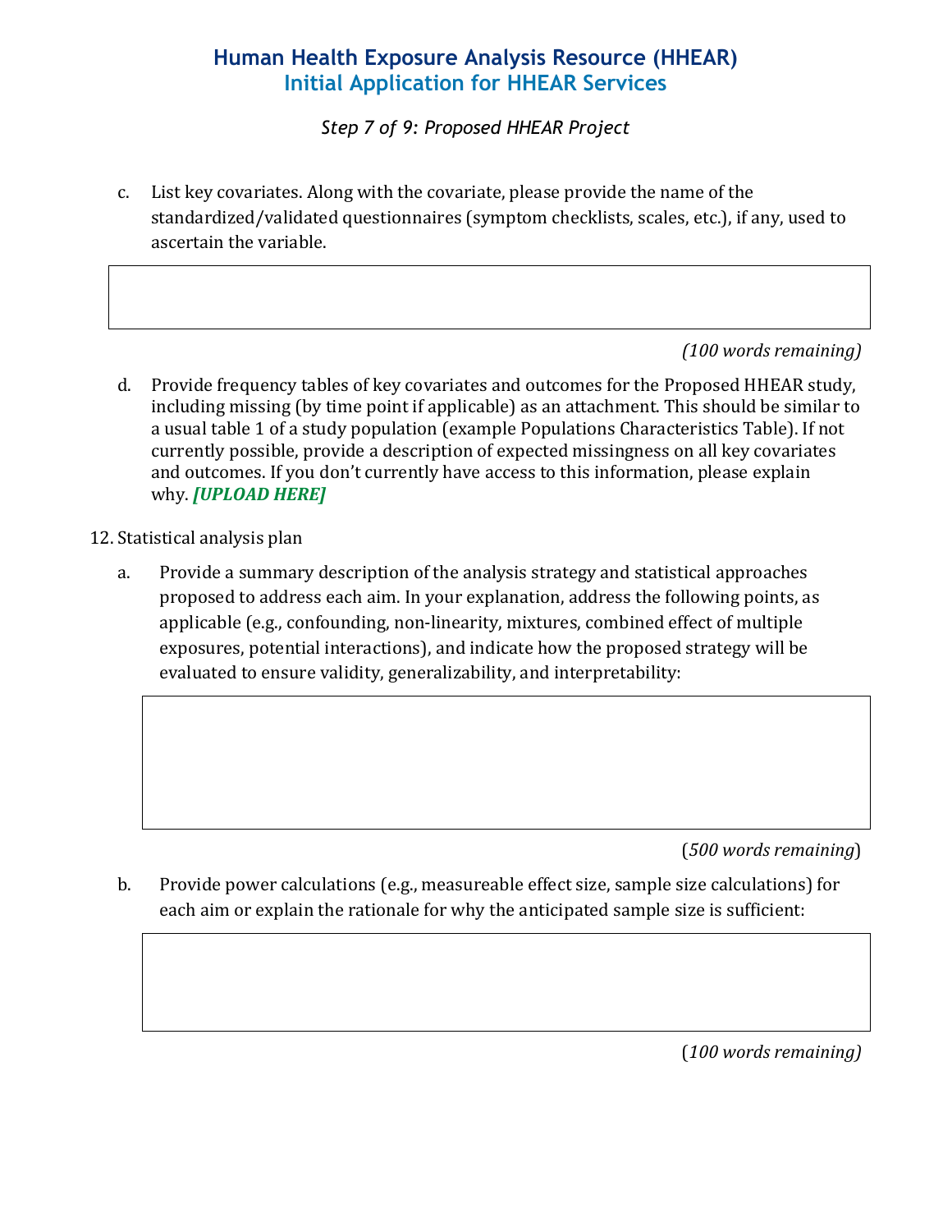# Human Health Exposure Analysis Resource (HHEAR)
## Initial Application for HHEAR Services

*Step 7 of 9: Proposed HHEAR Project*

c. List key covariates. Along with the covariate, please provide the name of the standardized/validated questionnaires (symptom checklists, scales, etc.), if any, used to ascertain the variable.

*(100 words remaining)*

d. Provide frequency tables of key covariates and outcomes for the Proposed HHEAR study, including missing (by time point if applicable) as an attachment. This should be similar to a usual table 1 of a study population (example Populations Characteristics Table). If not currently possible, provide a description of expected missingness on all key covariates and outcomes. If you don't currently have access to this information, please explain why. ***[UPLOAD HERE]***

12. Statistical analysis plan

a. Provide a summary description of the analysis strategy and statistical approaches proposed to address each aim. In your explanation, address the following points, as applicable (e.g., confounding, non-linearity, mixtures, combined effect of multiple exposures, potential interactions), and indicate how the proposed strategy will be evaluated to ensure validity, generalizability, and interpretability:

(*500 words remaining*)

b. Provide power calculations (e.g., measureable effect size, sample size calculations) for each aim or explain the rationale for why the anticipated sample size is sufficient:

(*100 words remaining)*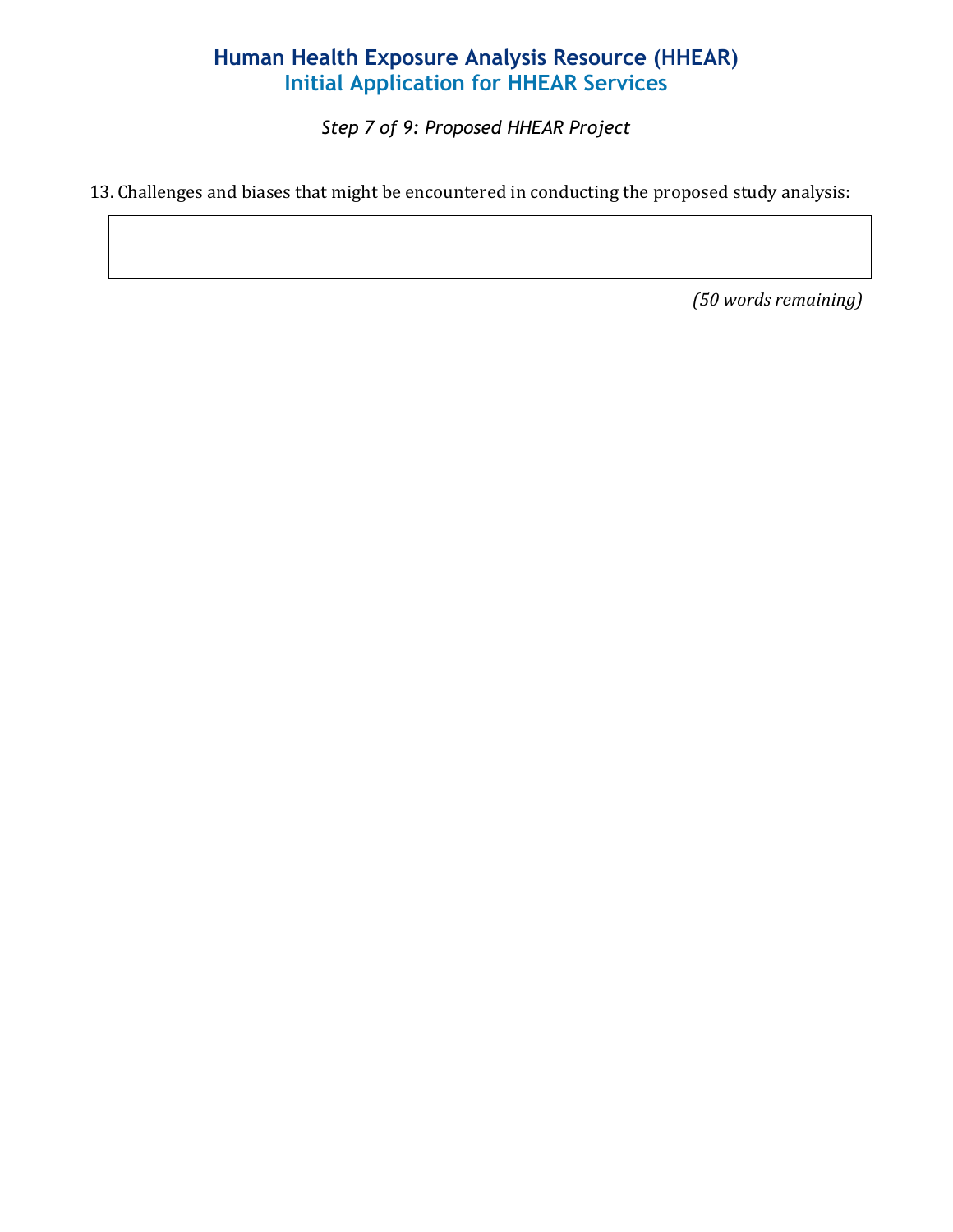# Human Health Exposure Analysis Resource (HHEAR)

## Initial Application for HHEAR Services

*Step 7 of 9: Proposed HHEAR Project*

13. Challenges and biases that might be encountered in conducting the proposed study analysis:

| |
|---|
| |

*(50 words remaining)*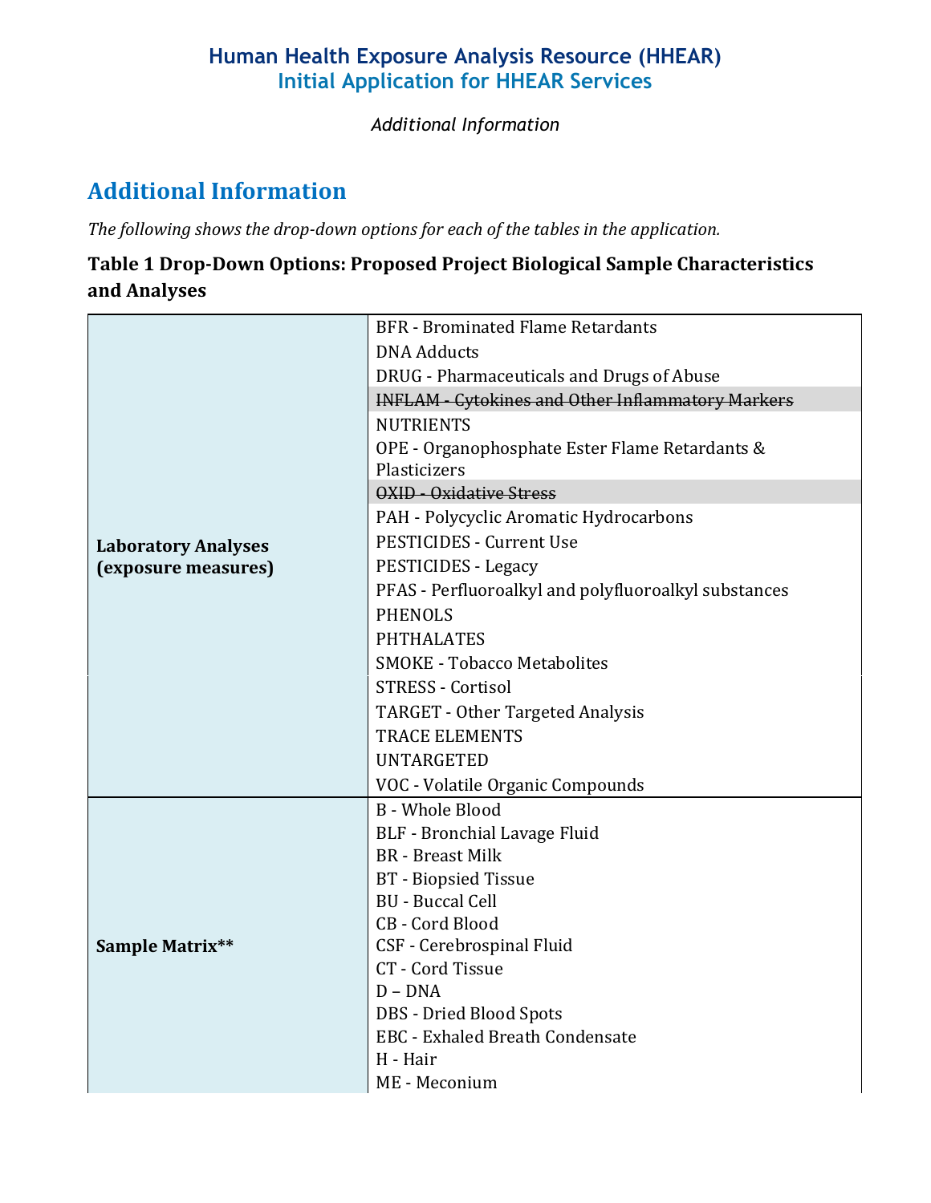## Additional Information

*The following shows the drop-down options for each of the tables in the application.*

**Table 1 Drop-Down Options: Proposed Project Biological Sample Characteristics and Analyses**

| | |
|---|---|
| **Laboratory Analyses (exposure measures)** | BFR - Brominated Flame Retardants<br>DNA Adducts<br>DRUG - Pharmaceuticals and Drugs of Abuse<br>~~INFLAM - Cytokines and Other Inflammatory Markers~~<br>NUTRIENTS<br>OPE - Organophosphate Ester Flame Retardants & Plasticizers<br>~~OXID - Oxidative Stress~~<br>PAH - Polycyclic Aromatic Hydrocarbons<br>PESTICIDES - Current Use<br>PESTICIDES - Legacy<br>PFAS - Perfluoroalkyl and polyfluoroalkyl substances<br>PHENOLS<br>PHTHALATES<br>SMOKE - Tobacco Metabolites<br>STRESS - Cortisol<br>TARGET - Other Targeted Analysis<br>TRACE ELEMENTS<br>UNTARGETED<br>VOC - Volatile Organic Compounds |
| **Sample Matrix**** | B - Whole Blood<br>BLF - Bronchial Lavage Fluid<br>BR - Breast Milk<br>BT - Biopsied Tissue<br>BU - Buccal Cell<br>CB - Cord Blood<br>CSF - Cerebrospinal Fluid<br>CT - Cord Tissue<br>D – DNA<br>DBS - Dried Blood Spots<br>EBC - Exhaled Breath Condensate<br>H - Hair<br>ME - Meconium |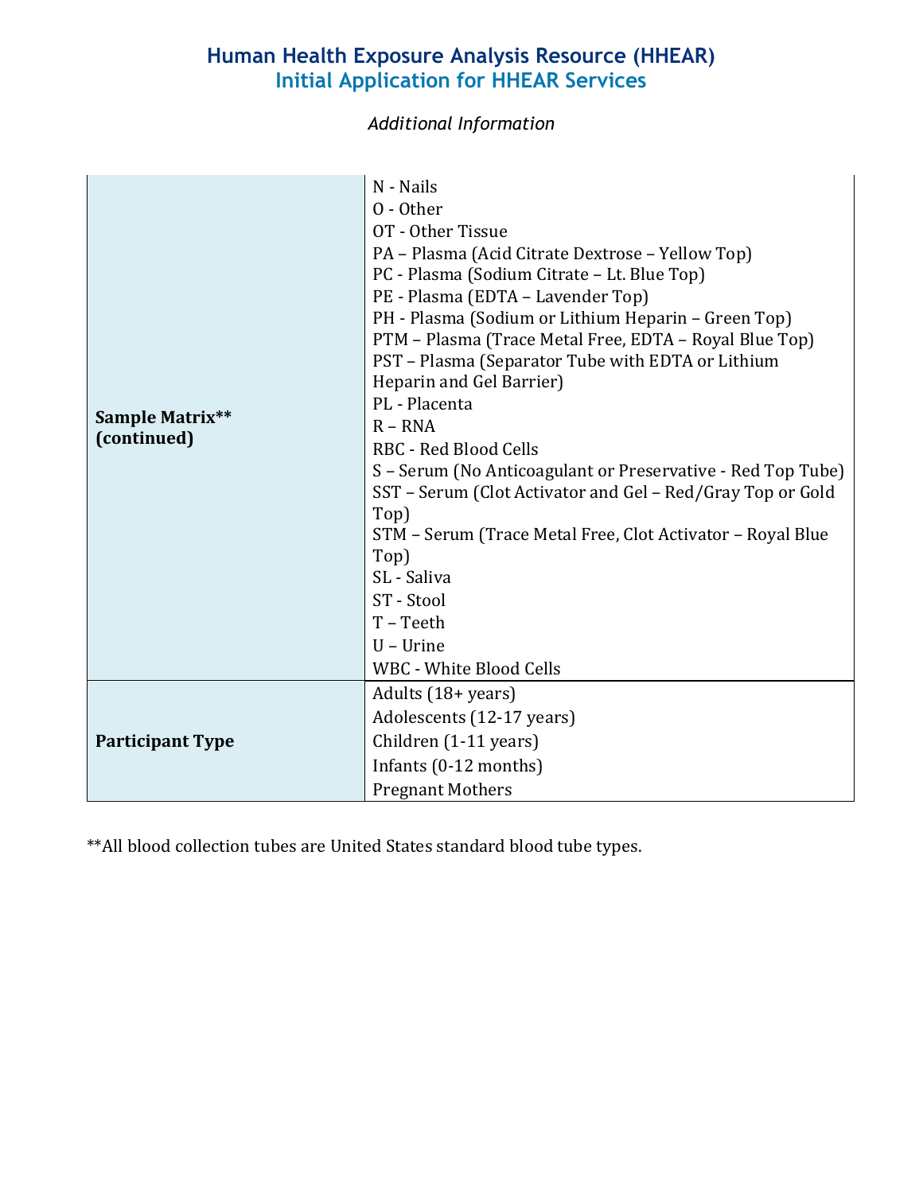# Human Health Exposure Analysis Resource (HHEAR)
## Initial Application for HHEAR Services

*Additional Information*

| | |
|---|---|
| **Sample Matrix** (continued)** | N - Nails<br>O - Other<br>OT - Other Tissue<br>PA – Plasma (Acid Citrate Dextrose – Yellow Top)<br>PC - Plasma (Sodium Citrate – Lt. Blue Top)<br>PE - Plasma (EDTA – Lavender Top)<br>PH - Plasma (Sodium or Lithium Heparin – Green Top)<br>PTM – Plasma (Trace Metal Free, EDTA – Royal Blue Top)<br>PST – Plasma (Separator Tube with EDTA or Lithium Heparin and Gel Barrier)<br>PL - Placenta<br>R – RNA<br>RBC - Red Blood Cells<br>S – Serum (No Anticoagulant or Preservative - Red Top Tube)<br>SST – Serum (Clot Activator and Gel – Red/Gray Top or Gold Top)<br>STM – Serum (Trace Metal Free, Clot Activator – Royal Blue Top)<br>SL - Saliva<br>ST - Stool<br>T – Teeth<br>U – Urine<br>WBC - White Blood Cells |
| **Participant Type** | Adults (18+ years)<br>Adolescents (12-17 years)<br>Children (1-11 years)<br>Infants (0-12 months)<br>Pregnant Mothers |

**All blood collection tubes are United States standard blood tube types.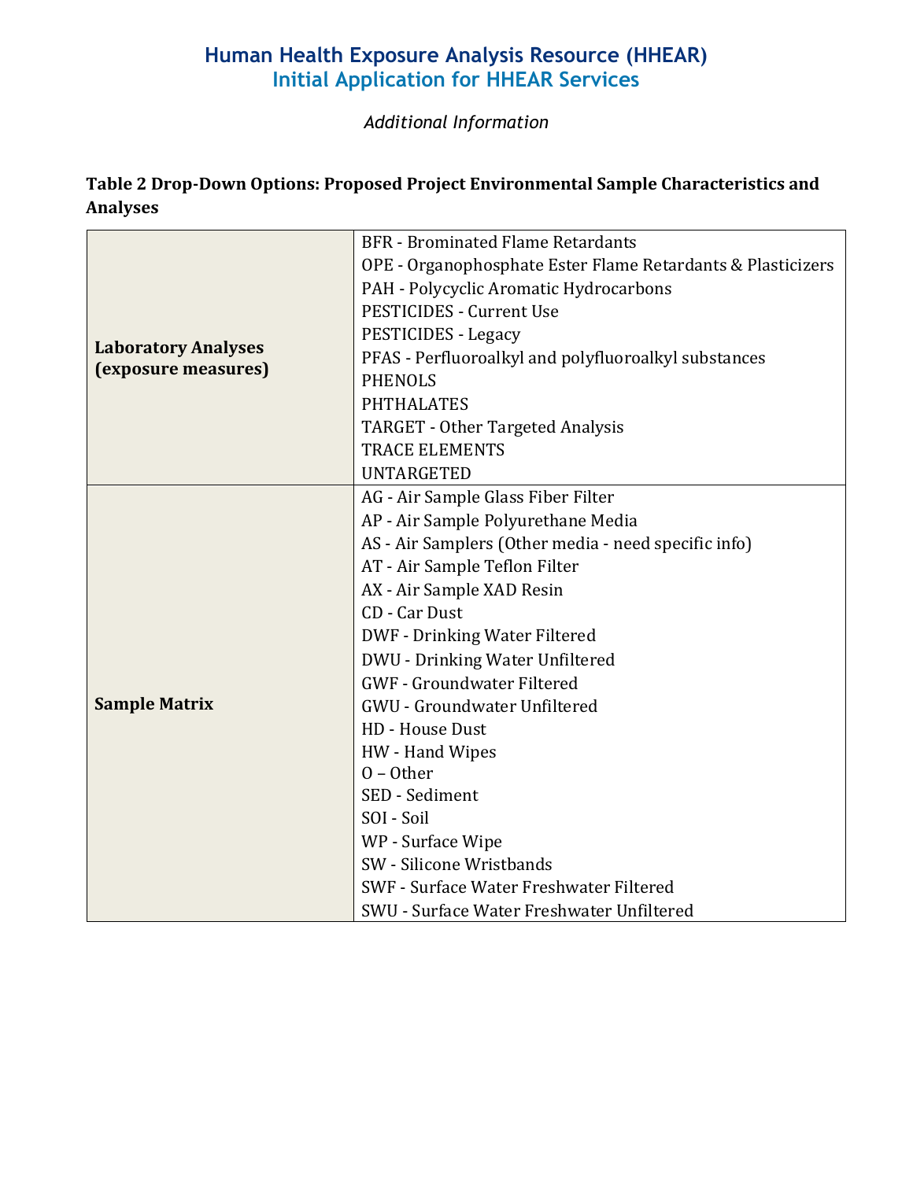# Human Health Exposure Analysis Resource (HHEAR)
## Initial Application for HHEAR Services

*Additional Information*

**Table 2 Drop-Down Options: Proposed Project Environmental Sample Characteristics and Analyses**

| | |
|---|---|
| **Laboratory Analyses (exposure measures)** | BFR - Brominated Flame Retardants<br>OPE - Organophosphate Ester Flame Retardants & Plasticizers<br>PAH - Polycyclic Aromatic Hydrocarbons<br>PESTICIDES - Current Use<br>PESTICIDES - Legacy<br>PFAS - Perfluoroalkyl and polyfluoroalkyl substances<br>PHENOLS<br>PHTHALATES<br>TARGET - Other Targeted Analysis<br>TRACE ELEMENTS<br>UNTARGETED |
| **Sample Matrix** | AG - Air Sample Glass Fiber Filter<br>AP - Air Sample Polyurethane Media<br>AS - Air Samplers (Other media - need specific info)<br>AT - Air Sample Teflon Filter<br>AX - Air Sample XAD Resin<br>CD - Car Dust<br>DWF - Drinking Water Filtered<br>DWU - Drinking Water Unfiltered<br>GWF - Groundwater Filtered<br>GWU - Groundwater Unfiltered<br>HD - House Dust<br>HW - Hand Wipes<br>O – Other<br>SED - Sediment<br>SOI - Soil<br>WP - Surface Wipe<br>SW - Silicone Wristbands<br>SWF - Surface Water Freshwater Filtered<br>SWU - Surface Water Freshwater Unfiltered |